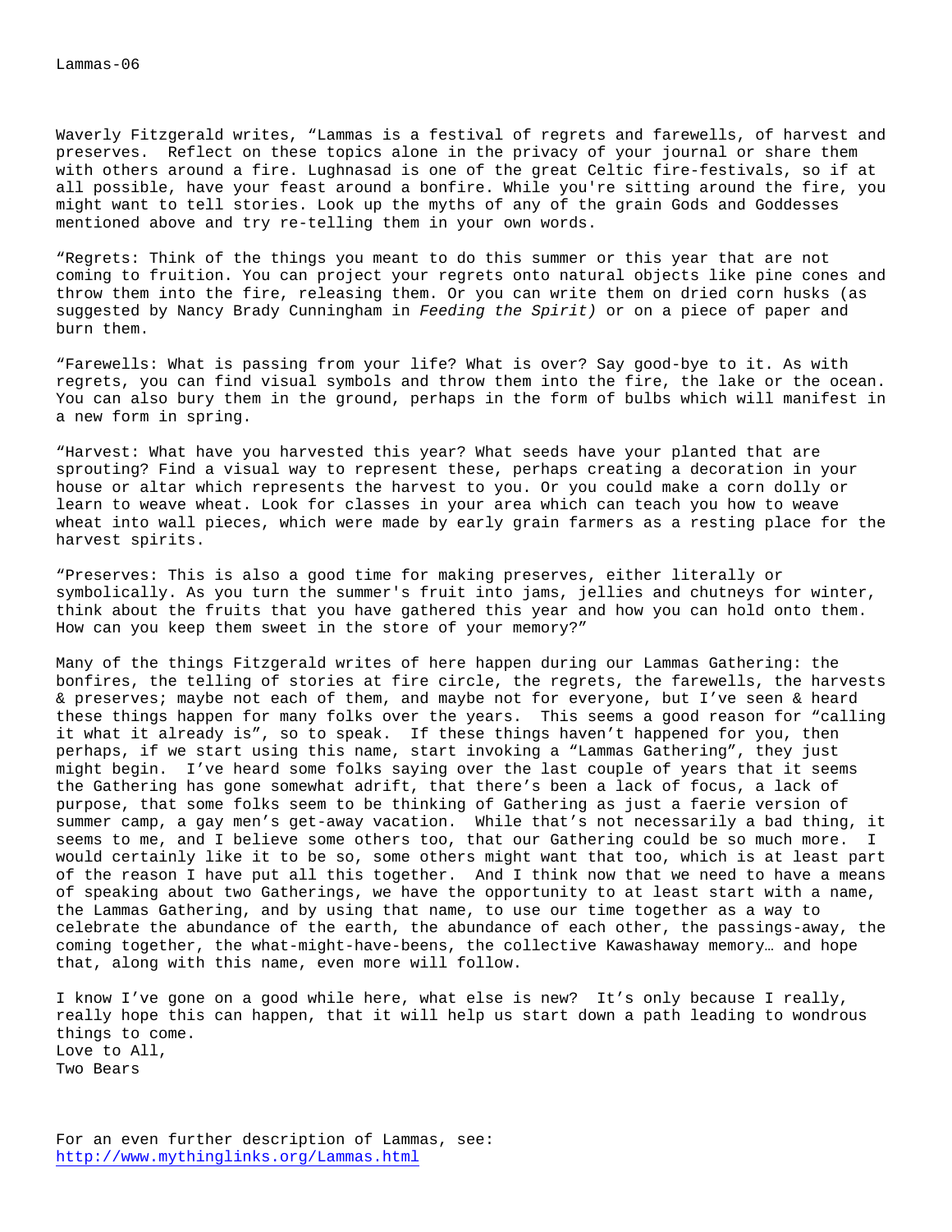Lammas-06

Waverly Fitzgerald writes, "Lammas is a festival of regrets and farewells, of harvest and preserves.  Reflect on these topics alone in the privacy of your journal or share them with others around a fire. Lughnasad is one of the great Celtic fire-festivals, so if at all possible, have your feast around a bonfire. While you're sitting around the fire, you might want to tell stories. Look up the myths of any of the grain Gods and Goddesses mentioned above and try re-telling them in your own words.

"Regrets: Think of the things you meant to do this summer or this year that are not coming to fruition. You can project your regrets onto natural objects like pine cones and throw them into the fire, releasing them. Or you can write them on dried corn husks (as suggested by Nancy Brady Cunningham in *Feeding the Spirit)* or on a piece of paper and burn them.

"Farewells: What is passing from your life? What is over? Say good-bye to it. As with regrets, you can find visual symbols and throw them into the fire, the lake or the ocean. You can also bury them in the ground, perhaps in the form of bulbs which will manifest in a new form in spring.

"Harvest: What have you harvested this year? What seeds have your planted that are sprouting? Find a visual way to represent these, perhaps creating a decoration in your house or altar which represents the harvest to you. Or you could make a corn dolly or learn to weave wheat. Look for classes in your area which can teach you how to weave wheat into wall pieces, which were made by early grain farmers as a resting place for the harvest spirits.

"Preserves: This is also a good time for making preserves, either literally or symbolically. As you turn the summer's fruit into jams, jellies and chutneys for winter, think about the fruits that you have gathered this year and how you can hold onto them. How can you keep them sweet in the store of your memory?"

Many of the things Fitzgerald writes of here happen during our Lammas Gathering: the bonfires, the telling of stories at fire circle, the regrets, the farewells, the harvests & preserves; maybe not each of them, and maybe not for everyone, but I've seen & heard these things happen for many folks over the years.  This seems a good reason for "calling it what it already is", so to speak.  If these things haven't happened for you, then perhaps, if we start using this name, start invoking a "Lammas Gathering", they just might begin.  I've heard some folks saying over the last couple of years that it seems the Gathering has gone somewhat adrift, that there's been a lack of focus, a lack of purpose, that some folks seem to be thinking of Gathering as just a faerie version of summer camp, a gay men's get-away vacation.  While that's not necessarily a bad thing, it seems to me, and I believe some others too, that our Gathering could be so much more.  I would certainly like it to be so, some others might want that too, which is at least part of the reason I have put all this together.  And I think now that we need to have a means of speaking about two Gatherings, we have the opportunity to at least start with a name, the Lammas Gathering, and by using that name, to use our time together as a way to celebrate the abundance of the earth, the abundance of each other, the passings-away, the coming together, the what-might-have-beens, the collective Kawashaway memory… and hope that, along with this name, even more will follow.

I know I've gone on a good while here, what else is new?  It's only because I really, really hope this can happen, that it will help us start down a path leading to wondrous things to come.  
Love to All,  
Two Bears

For an even further description of Lammas, see:  
http://www.mythinglinks.org/Lammas.html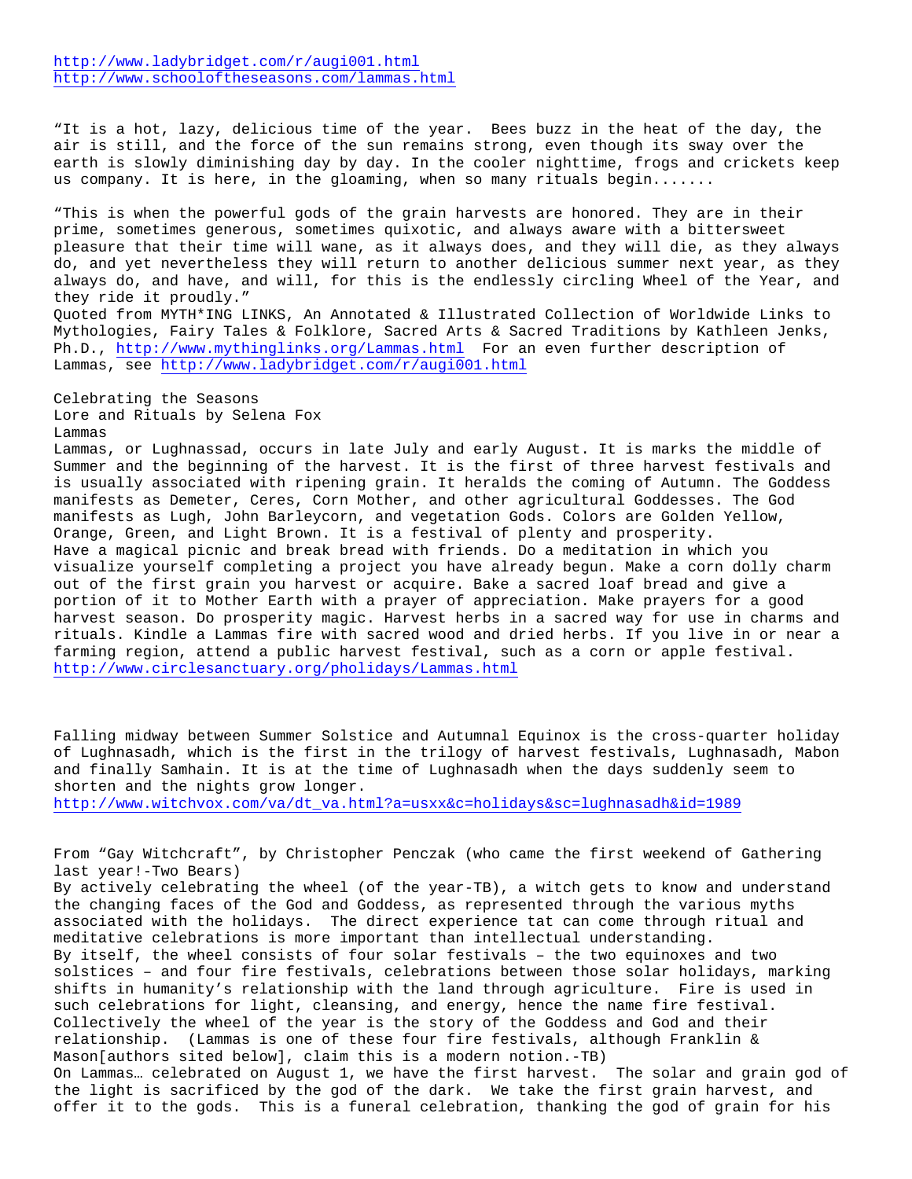http://www.ladybridget.com/r/augi001.html
http://www.schooloftheseasons.com/lammas.html

"It is a hot, lazy, delicious time of the year. Bees buzz in the heat of the day, the air is still, and the force of the sun remains strong, even though its sway over the earth is slowly diminishing day by day. In the cooler nighttime, frogs and crickets keep us company. It is here, in the gloaming, when so many rituals begin.......

"This is when the powerful gods of the grain harvests are honored. They are in their prime, sometimes generous, sometimes quixotic, and always aware with a bittersweet pleasure that their time will wane, as it always does, and they will die, as they always do, and yet nevertheless they will return to another delicious summer next year, as they always do, and have, and will, for this is the endlessly circling Wheel of the Year, and they ride it proudly."

Quoted from MYTH*ING LINKS, An Annotated & Illustrated Collection of Worldwide Links to Mythologies, Fairy Tales & Folklore, Sacred Arts & Sacred Traditions by Kathleen Jenks, Ph.D., http://www.mythinglinks.org/Lammas.html For an even further description of Lammas, see http://www.ladybridget.com/r/augi001.html

Celebrating the Seasons
Lore and Rituals by Selena Fox
Lammas

Lammas, or Lughnassad, occurs in late July and early August. It is marks the middle of Summer and the beginning of the harvest. It is the first of three harvest festivals and is usually associated with ripening grain. It heralds the coming of Autumn. The Goddess manifests as Demeter, Ceres, Corn Mother, and other agricultural Goddesses. The God manifests as Lugh, John Barleycorn, and vegetation Gods. Colors are Golden Yellow, Orange, Green, and Light Brown. It is a festival of plenty and prosperity.
Have a magical picnic and break bread with friends. Do a meditation in which you visualize yourself completing a project you have already begun. Make a corn dolly charm out of the first grain you harvest or acquire. Bake a sacred loaf bread and give a portion of it to Mother Earth with a prayer of appreciation. Make prayers for a good harvest season. Do prosperity magic. Harvest herbs in a sacred way for use in charms and rituals. Kindle a Lammas fire with sacred wood and dried herbs. If you live in or near a farming region, attend a public harvest festival, such as a corn or apple festival.
http://www.circlesanctuary.org/pholidays/Lammas.html

Falling midway between Summer Solstice and Autumnal Equinox is the cross-quarter holiday of Lughnasadh, which is the first in the trilogy of harvest festivals, Lughnasadh, Mabon and finally Samhain. It is at the time of Lughnasadh when the days suddenly seem to shorten and the nights grow longer.
http://www.witchvox.com/va/dt_va.html?a=usxx&c=holidays&sc=lughnasadh&id=1989

From "Gay Witchcraft", by Christopher Penczak (who came the first weekend of Gathering last year!-Two Bears)
By actively celebrating the wheel (of the year-TB), a witch gets to know and understand the changing faces of the God and Goddess, as represented through the various myths associated with the holidays. The direct experience tat can come through ritual and meditative celebrations is more important than intellectual understanding.
By itself, the wheel consists of four solar festivals – the two equinoxes and two solstices – and four fire festivals, celebrations between those solar holidays, marking shifts in humanity's relationship with the land through agriculture. Fire is used in such celebrations for light, cleansing, and energy, hence the name fire festival. Collectively the wheel of the year is the story of the Goddess and God and their relationship. (Lammas is one of these four fire festivals, although Franklin & Mason[authors sited below], claim this is a modern notion.-TB)
On Lammas… celebrated on August 1, we have the first harvest. The solar and grain god of the light is sacrificed by the god of the dark. We take the first grain harvest, and offer it to the gods. This is a funeral celebration, thanking the god of grain for his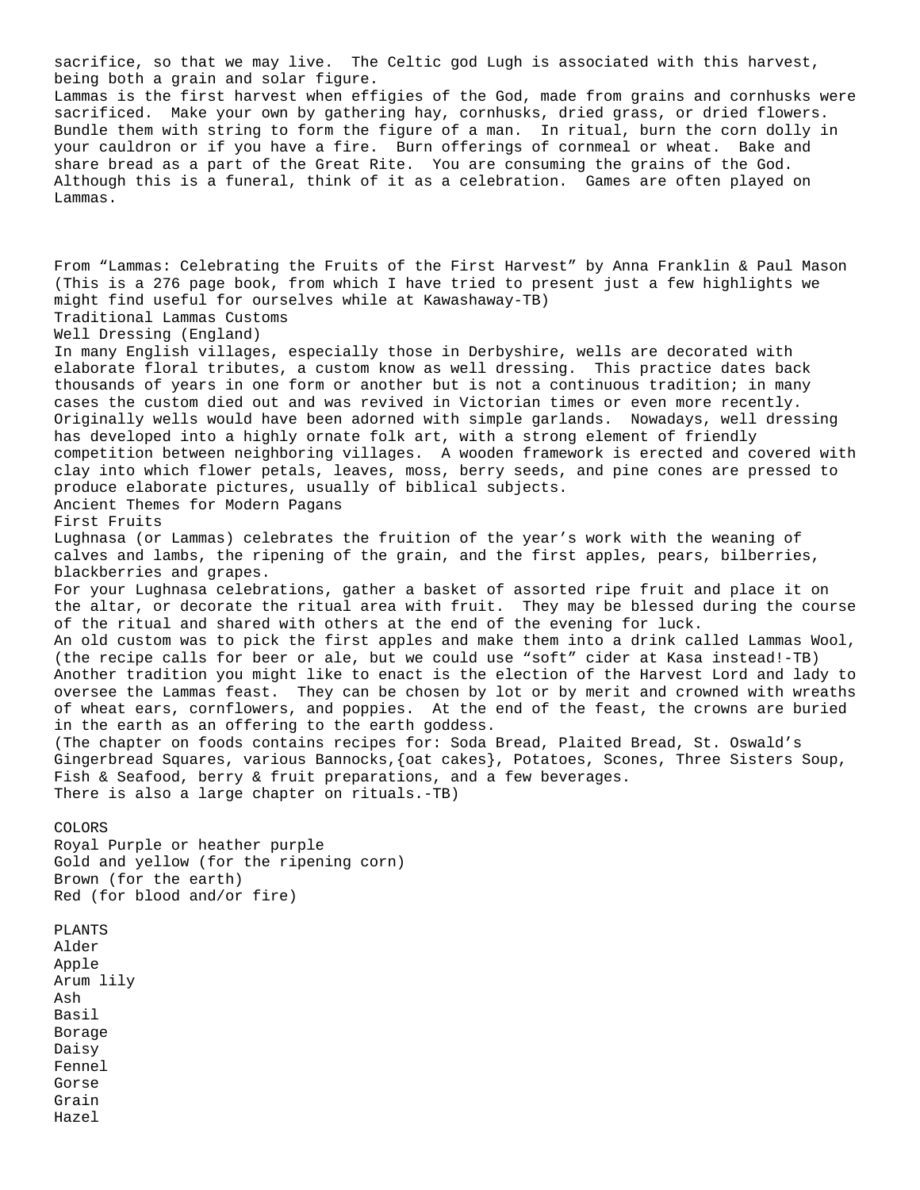sacrifice, so that we may live. The Celtic god Lugh is associated with this harvest, being both a grain and solar figure.

Lammas is the first harvest when effigies of the God, made from grains and cornhusks were sacrificed. Make your own by gathering hay, cornhusks, dried grass, or dried flowers. Bundle them with string to form the figure of a man. In ritual, burn the corn dolly in your cauldron or if you have a fire. Burn offerings of cornmeal or wheat. Bake and share bread as a part of the Great Rite. You are consuming the grains of the God. Although this is a funeral, think of it as a celebration. Games are often played on Lammas.

From "Lammas: Celebrating the Fruits of the First Harvest" by Anna Franklin & Paul Mason (This is a 276 page book, from which I have tried to present just a few highlights we might find useful for ourselves while at Kawashaway-TB)

Traditional Lammas Customs

Well Dressing (England)

In many English villages, especially those in Derbyshire, wells are decorated with elaborate floral tributes, a custom know as well dressing. This practice dates back thousands of years in one form or another but is not a continuous tradition; in many cases the custom died out and was revived in Victorian times or even more recently. Originally wells would have been adorned with simple garlands. Nowadays, well dressing has developed into a highly ornate folk art, with a strong element of friendly competition between neighboring villages. A wooden framework is erected and covered with clay into which flower petals, leaves, moss, berry seeds, and pine cones are pressed to produce elaborate pictures, usually of biblical subjects.

Ancient Themes for Modern Pagans

First Fruits

Lughnasa (or Lammas) celebrates the fruition of the year's work with the weaning of calves and lambs, the ripening of the grain, and the first apples, pears, bilberries, blackberries and grapes.

For your Lughnasa celebrations, gather a basket of assorted ripe fruit and place it on the altar, or decorate the ritual area with fruit. They may be blessed during the course of the ritual and shared with others at the end of the evening for luck.

An old custom was to pick the first apples and make them into a drink called Lammas Wool, (the recipe calls for beer or ale, but we could use "soft" cider at Kasa instead!-TB)

Another tradition you might like to enact is the election of the Harvest Lord and lady to oversee the Lammas feast. They can be chosen by lot or by merit and crowned with wreaths of wheat ears, cornflowers, and poppies. At the end of the feast, the crowns are buried in the earth as an offering to the earth goddess.

(The chapter on foods contains recipes for: Soda Bread, Plaited Bread, St. Oswald's Gingerbread Squares, various Bannocks,{oat cakes}, Potatoes, Scones, Three Sisters Soup, Fish & Seafood, berry & fruit preparations, and a few beverages.
There is also a large chapter on rituals.-TB)

COLORS

Royal Purple or heather purple
Gold and yellow (for the ripening corn)
Brown (for the earth)
Red (for blood and/or fire)

PLANTS

Alder
Apple
Arum lily
Ash
Basil
Borage
Daisy
Fennel
Gorse
Grain
Hazel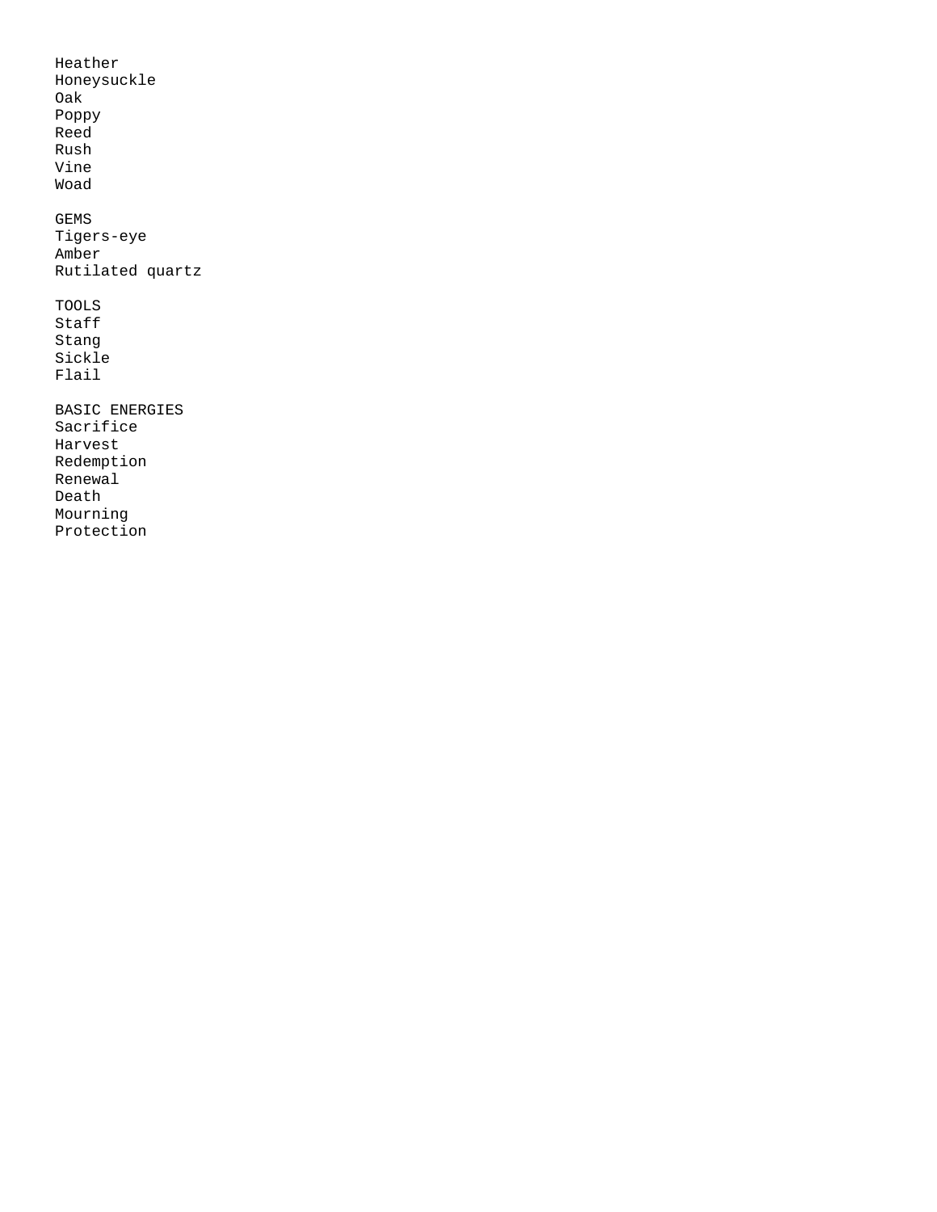Heather
Honeysuckle
Oak
Poppy
Reed
Rush
Vine
Woad

GEMS
Tigers-eye
Amber
Rutilated quartz

TOOLS
Staff
Stang
Sickle
Flail

BASIC ENERGIES
Sacrifice
Harvest
Redemption
Renewal
Death
Mourning
Protection